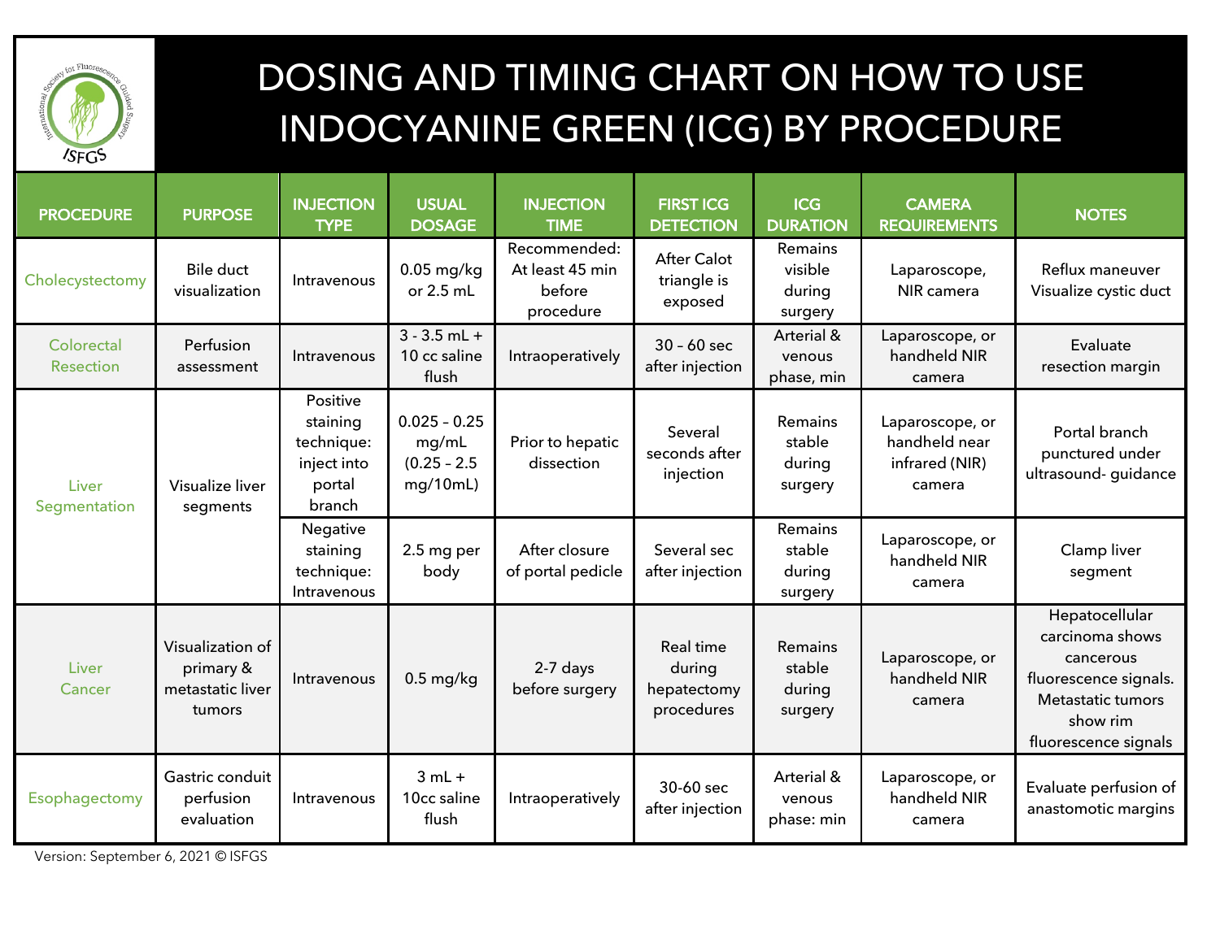# DOSING AND TIMING CHART ON HOW TO USE INDOCYANINE GREEN (ICG) BY PROCEDURE

| PROCEDURE | PURPOSE | INJECTION TYPE | USUAL DOSAGE | INJECTION TIME | FIRST ICG DETECTION | ICG DURATION | CAMERA REQUIREMENTS | NOTES |
|---|---|---|---|---|---|---|---|---|
| Cholecystectomy | Bile duct visualization | Intravenous | 0.05 mg/kg or 2.5 mL | Recommended: At least 45 min before procedure | After Calot triangle is exposed | Remains visible during surgery | Laparoscope, NIR camera | Reflux maneuver Visualize cystic duct |
| Colorectal Resection | Perfusion assessment | Intravenous | 3 - 3.5 mL + 10 cc saline flush | Intraoperatively | 30 – 60 sec after injection | Arterial & venous phase, min | Laparoscope, or handheld NIR camera | Evaluate resection margin |
| Liver Segmentation | Visualize liver segments | Positive staining technique: inject into portal branch | 0.025 – 0.25 mg/mL (0.25 – 2.5 mg/10mL) | Prior to hepatic dissection | Several seconds after injection | Remains stable during surgery | Laparoscope, or handheld near infrared (NIR) camera | Portal branch punctured under ultrasound- guidance |
| | | Negative staining technique: Intravenous | 2.5 mg per body | After closure of portal pedicle | Several sec after injection | Remains stable during surgery | Laparoscope, or handheld NIR camera | Clamp liver segment |
| Liver Cancer | Visualization of primary & metastatic liver tumors | Intravenous | 0.5 mg/kg | 2-7 days before surgery | Real time during hepatectomy procedures | Remains stable during surgery | Laparoscope, or handheld NIR camera | Hepatocellular carcinoma shows cancerous fluorescence signals. Metastatic tumors show rim fluorescence signals |
| Esophagectomy | Gastric conduit perfusion evaluation | Intravenous | 3 mL + 10cc saline flush | Intraoperatively | 30-60 sec after injection | Arterial & venous phase: min | Laparoscope, or handheld NIR camera | Evaluate perfusion of anastomotic margins |

Version: September 6, 2021 © ISFGS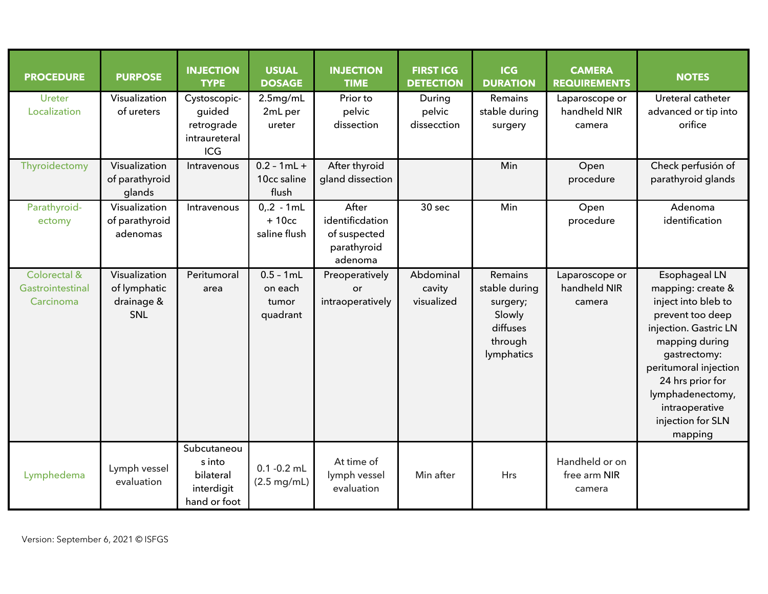| PROCEDURE | PURPOSE | INJECTION TYPE | USUAL DOSAGE | INJECTION TIME | FIRST ICG DETECTION | ICG DURATION | CAMERA REQUIREMENTS | NOTES |
|---|---|---|---|---|---|---|---|---|
| Ureter Localization | Visualization of ureters | Cystoscopic-guided retrograde intraureteral ICG | 2.5mg/mL 2mL per ureter | Prior to pelvic dissection | During pelvic dissecction | Remains stable during surgery | Laparoscope or handheld NIR camera | Ureteral catheter advanced or tip into orifice |
| Thyroidectomy | Visualization of parathyroid glands | Intravenous | 0.2 – 1mL + 10cc saline flush | After thyroid gland dissection | | Min | Open procedure | Check perfusión of parathyroid glands |
| Parathyroid-ectomy | Visualization of parathyroid adenomas | Intravenous | 0,.2 - 1mL + 10cc saline flush | After identificdation of suspected parathyroid adenoma | 30 sec | Min | Open procedure | Adenoma identification |
| Colorectal & Gastrointestinal Carcinoma | Visualization of lymphatic drainage & SNL | Peritumoral area | 0.5 – 1mL on each tumor quadrant | Preoperatively or intraoperatively | Abdominal cavity visualized | Remains stable during surgery; Slowly diffuses through lymphatics | Laparoscope or handheld NIR camera | Esophageal LN mapping: create & inject into bleb to prevent too deep injection. Gastric LN mapping during gastrectomy: peritumoral injection 24 hrs prior for lymphadenectomy, intraoperative injection for SLN mapping |
| Lymphedema | Lymph vessel evaluation | Subcutaneous into bilateral interdigit hand or foot | 0.1 -0.2 mL (2.5 mg/mL) | At time of lymph vessel evaluation | Min after | Hrs | Handheld or on free arm NIR camera | |

Version: September 6, 2021 © ISFGS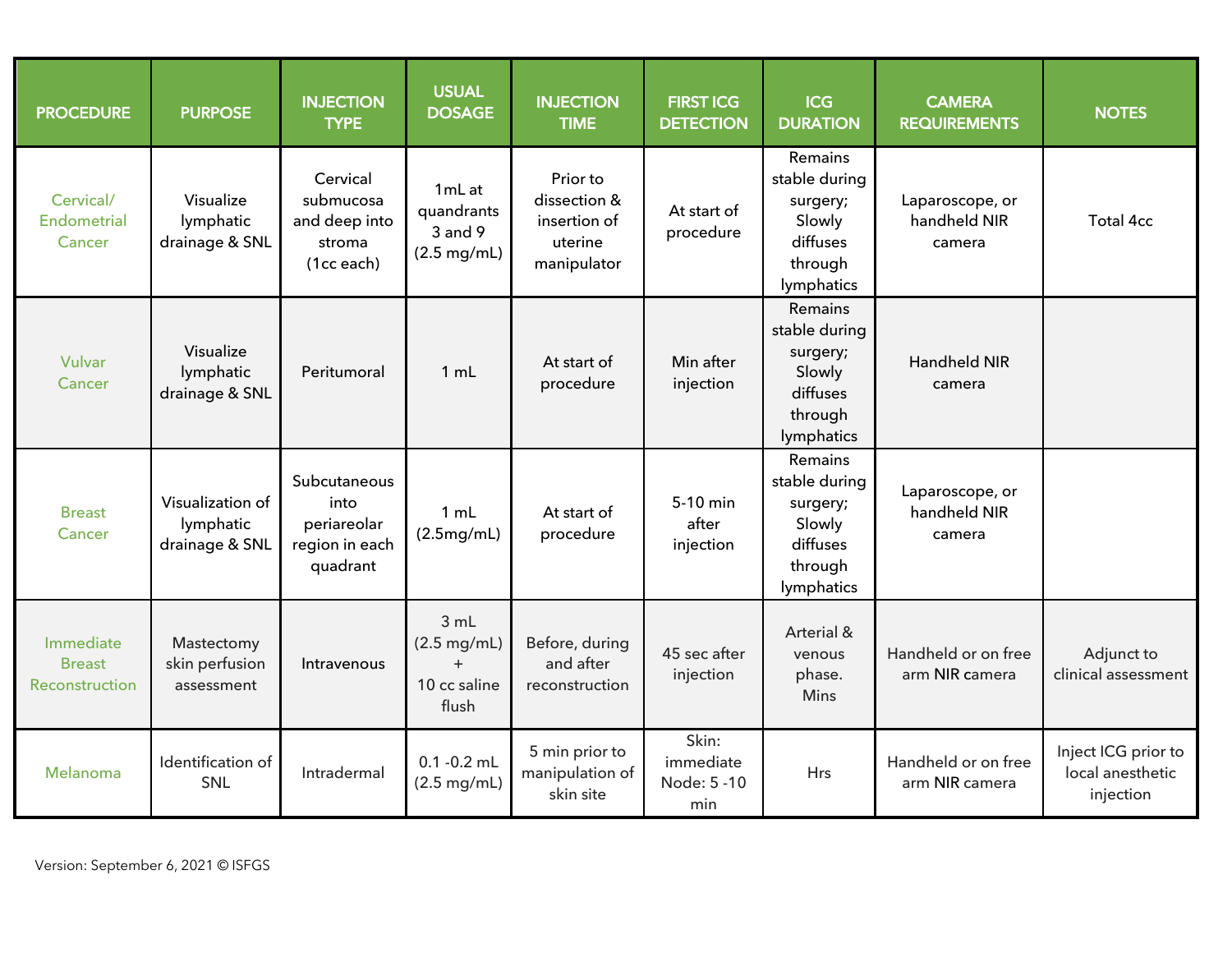| PROCEDURE | PURPOSE | INJECTION TYPE | USUAL DOSAGE | INJECTION TIME | FIRST ICG DETECTION | ICG DURATION | CAMERA REQUIREMENTS | NOTES |
|---|---|---|---|---|---|---|---|---|
| Cervical/ Endometrial Cancer | Visualize lymphatic drainage & SNL | Cervical submucosa and deep into stroma (1cc each) | 1mL at quadrants 3 and 9 (2.5 mg/mL) | Prior to dissection & insertion of uterine manipulator | At start of procedure | Remains stable during surgery; Slowly diffuses through lymphatics | Laparoscope, or handheld NIR camera | Total 4cc |
| Vulvar Cancer | Visualize lymphatic drainage & SNL | Peritumoral | 1 mL | At start of procedure | Min after injection | Remains stable during surgery; Slowly diffuses through lymphatics | Handheld NIR camera | |
| Breast Cancer | Visualization of lymphatic drainage & SNL | Subcutaneous into periareolar region in each quadrant | 1 mL (2.5mg/mL) | At start of procedure | 5-10 min after injection | Remains stable during surgery; Slowly diffuses through lymphatics | Laparoscope, or handheld NIR camera | |
| Immediate Breast Reconstruction | Mastectomy skin perfusion assessment | Intravenous | 3 mL (2.5 mg/mL) + 10 cc saline flush | Before, during and after reconstruction | 45 sec after injection | Arterial & venous phase. Mins | Handheld or on free arm NIR camera | Adjunct to clinical assessment |
| Melanoma | Identification of SNL | Intradermal | 0.1 -0.2 mL (2.5 mg/mL) | 5 min prior to manipulation of skin site | Skin: immediate Node: 5 -10 min | Hrs | Handheld or on free arm NIR camera | Inject ICG prior to local anesthetic injection |

Version: September 6, 2021 © ISFGS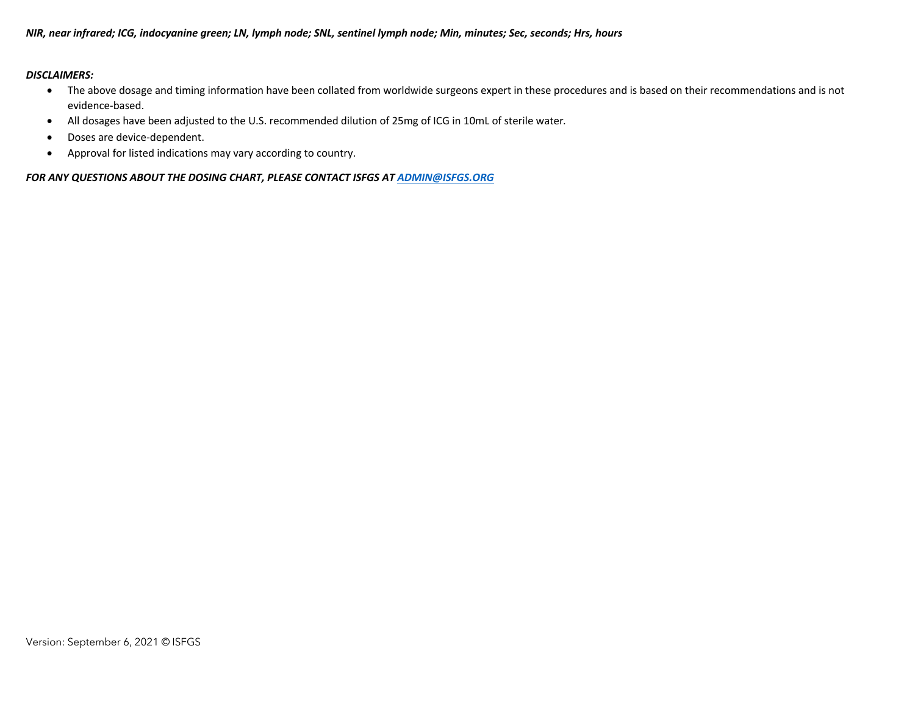***NIR, near infrared; ICG, indocyanine green; LN, lymph node; SNL, sentinel lymph node; Min, minutes; Sec, seconds; Hrs, hours***

***DISCLAIMERS:***

- The above dosage and timing information have been collated from worldwide surgeons expert in these procedures and is based on their recommendations and is not evidence-based.
- All dosages have been adjusted to the U.S. recommended dilution of 25mg of ICG in 10mL of sterile water.
- Doses are device-dependent.
- Approval for listed indications may vary according to country.

***FOR ANY QUESTIONS ABOUT THE DOSING CHART, PLEASE CONTACT ISFGS AT [ADMIN@ISFGS.ORG](mailto:ADMIN@ISFGS.ORG)***

Version: September 6, 2021 © ISFGS